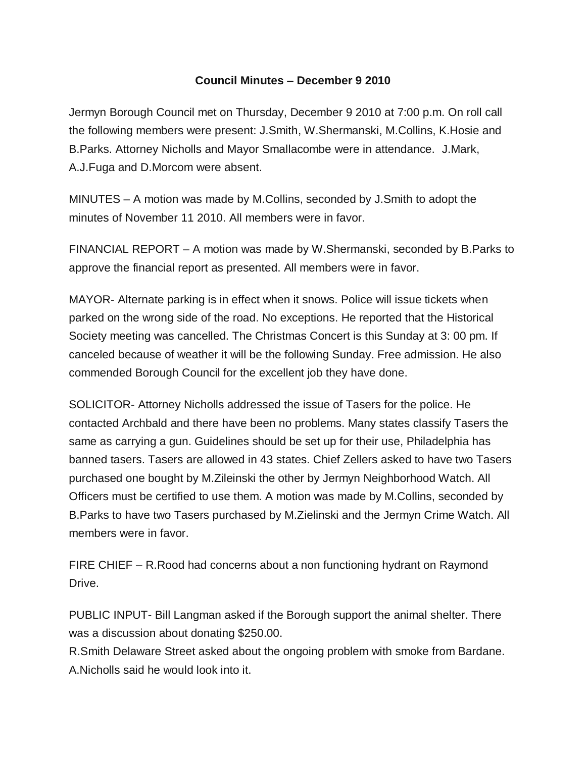**Council Minutes – December 9 2010**

Jermyn Borough Council met on Thursday, December 9 2010 at 7:00 p.m. On roll call the following members were present: J.Smith, W.Shermanski, M.Collins, K.Hosie and B.Parks. Attorney Nicholls and Mayor Smallacombe were in attendance. J.Mark, A.J.Fuga and D.Morcom were absent.

MINUTES – A motion was made by M.Collins, seconded by J.Smith to adopt the minutes of November 11 2010. All members were in favor.

FINANCIAL REPORT – A motion was made by W.Shermanski, seconded by B.Parks to approve the financial report as presented. All members were in favor.

MAYOR- Alternate parking is in effect when it snows. Police will issue tickets when parked on the wrong side of the road. No exceptions. He reported that the Historical Society meeting was cancelled. The Christmas Concert is this Sunday at 3: 00 pm. If canceled because of weather it will be the following Sunday. Free admission. He also commended Borough Council for the excellent job they have done.

SOLICITOR- Attorney Nicholls addressed the issue of Tasers for the police. He contacted Archbald and there have been no problems. Many states classify Tasers the same as carrying a gun. Guidelines should be set up for their use, Philadelphia has banned tasers. Tasers are allowed in 43 states. Chief Zellers asked to have two Tasers purchased one bought by M.Zileinski the other by Jermyn Neighborhood Watch. All Officers must be certified to use them. A motion was made by M.Collins, seconded by B.Parks to have two Tasers purchased by M.Zielinski and the Jermyn Crime Watch. All members were in favor.

FIRE CHIEF – R.Rood had concerns about a non functioning hydrant on Raymond Drive.

PUBLIC INPUT- Bill Langman asked if the Borough support the animal shelter. There was a discussion about donating $250.00.
R.Smith Delaware Street asked about the ongoing problem with smoke from Bardane. A.Nicholls said he would look into it.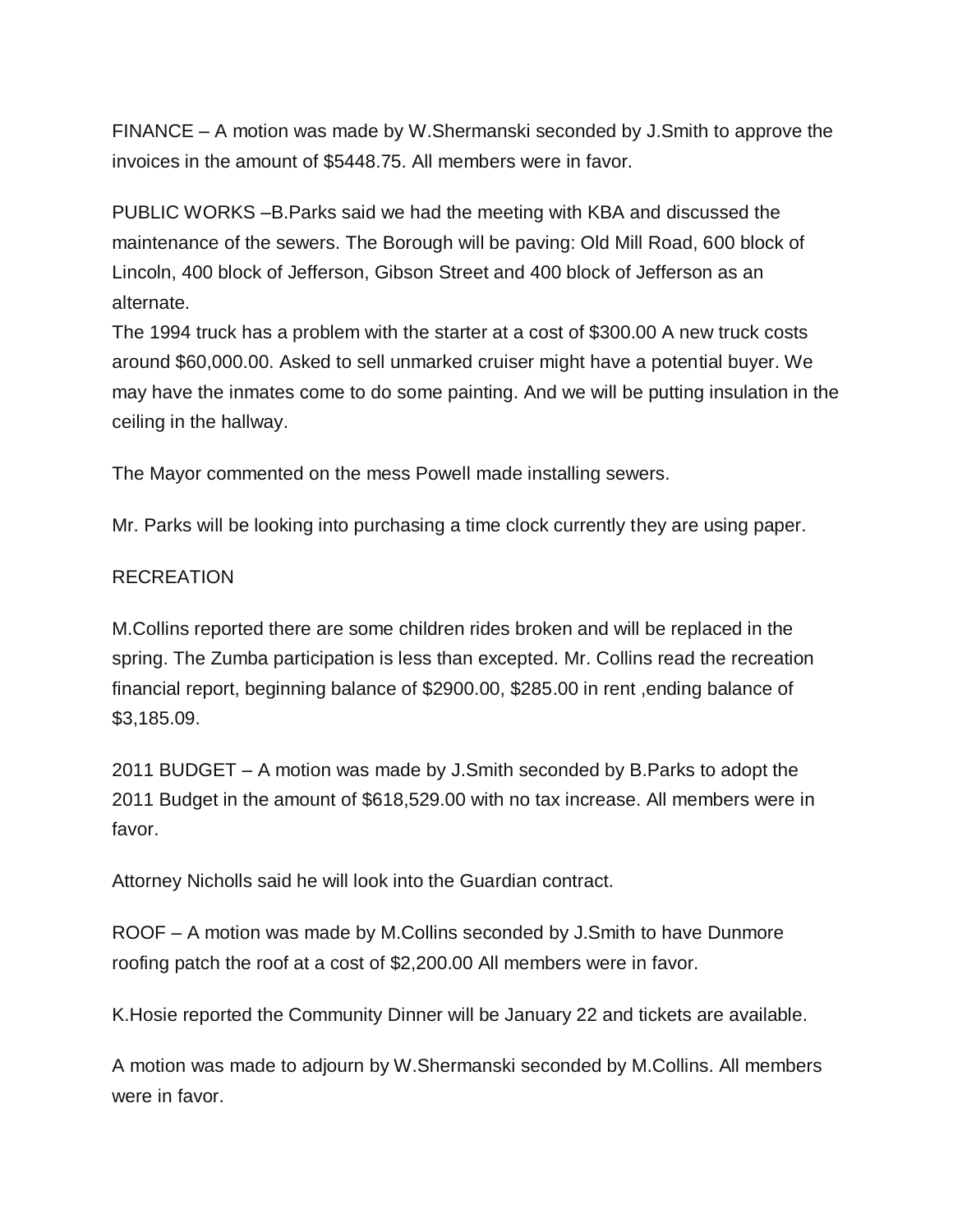FINANCE – A motion was made by W.Shermanski seconded by J.Smith to approve the invoices in the amount of $5448.75. All members were in favor.

PUBLIC WORKS –B.Parks said we had the meeting with KBA and discussed the maintenance of the sewers. The Borough will be paving: Old Mill Road, 600 block of Lincoln, 400 block of Jefferson, Gibson Street and 400 block of Jefferson as an alternate.
The 1994 truck has a problem with the starter at a cost of $300.00 A new truck costs around $60,000.00. Asked to sell unmarked cruiser might have a potential buyer. We may have the inmates come to do some painting. And we will be putting insulation in the ceiling in the hallway.

The Mayor commented on the mess Powell made installing sewers.

Mr. Parks will be looking into purchasing a time clock currently they are using paper.

RECREATION

M.Collins reported there are some children rides broken and will be replaced in the spring. The Zumba participation is less than excepted. Mr. Collins read the recreation financial report, beginning balance of $2900.00, $285.00 in rent ,ending balance of $3,185.09.

2011 BUDGET – A motion was made by J.Smith seconded by B.Parks to adopt the 2011 Budget in the amount of $618,529.00 with no tax increase. All members were in favor.

Attorney Nicholls said he will look into the Guardian contract.

ROOF – A motion was made by M.Collins seconded by J.Smith to have Dunmore roofing patch the roof at a cost of $2,200.00 All members were in favor.

K.Hosie reported the Community Dinner will be January 22 and tickets are available.

A motion was made to adjourn by W.Shermanski seconded by M.Collins. All members were in favor.